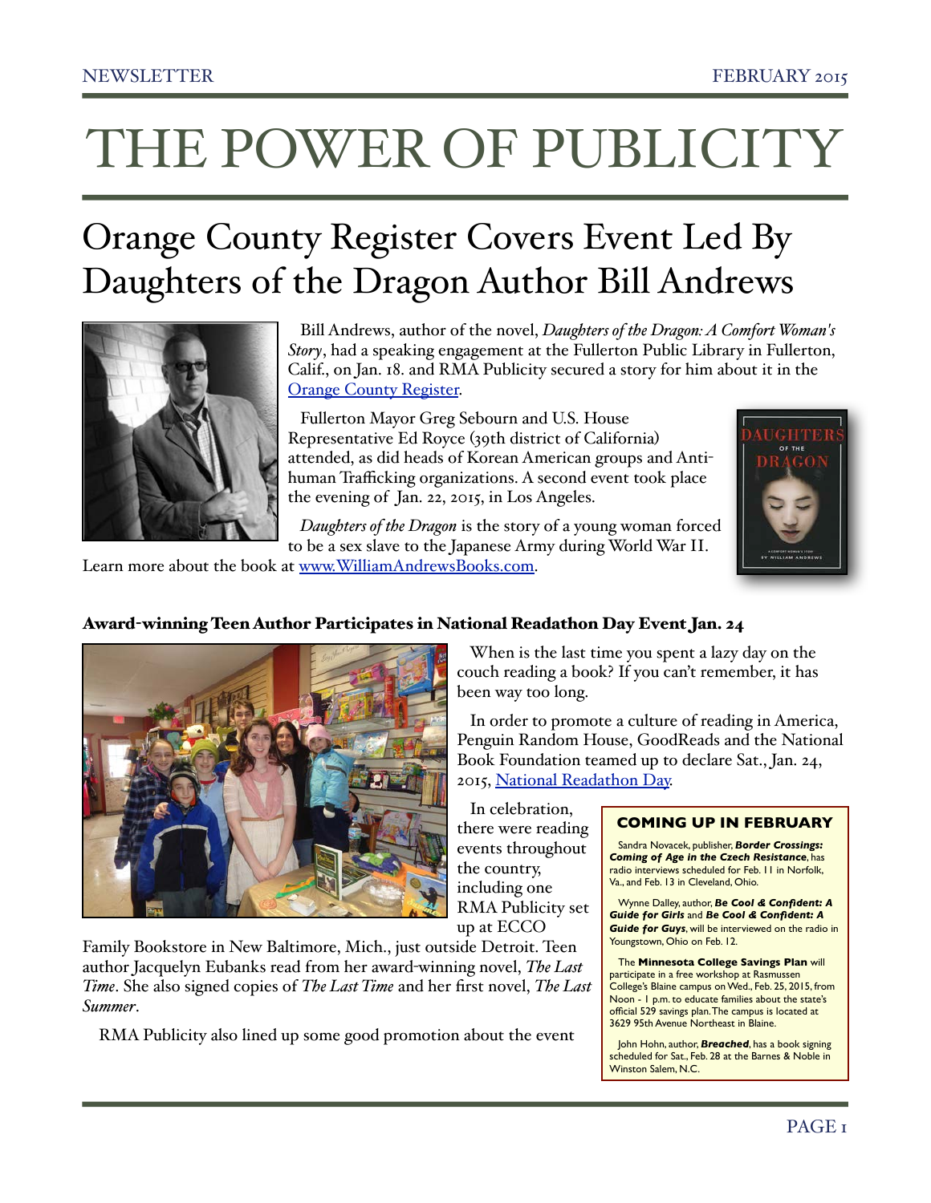# THE POWER OF PUBLICITY

## Orange County Register Covers Event Led By Daughters of the Dragon Author Bill Andrews

Bill Andrews, author of the novel, *Daughters of the Dragon: A Comfort Woman's Story*, had a speaking engagement at the Fullerton Public Library in Fullerton, Calif., on Jan. 18. and RMA Publicity secured a story for him about it in the Orange County Register.

Fullerton Mayor Greg Sebourn and U.S. House Representative Ed Royce (39th district of California) attended, as did heads of Korean American groups and Anti-human Trafficking organizations. A second event took place the evening of Jan. 22, 2015, in Los Angeles.

*Daughters of the Dragon* is the story of a young woman forced to be a sex slave to the Japanese Army during World War II. Learn more about the book at www.WilliamAndrewsBooks.com.

### Award-winning Teen Author Participates in National Readathon Day Event Jan. 24

When is the last time you spent a lazy day on the couch reading a book? If you can't remember, it has been way too long.

In order to promote a culture of reading in America, Penguin Random House, GoodReads and the National Book Foundation teamed up to declare Sat., Jan. 24, 2015, National Readathon Day.

In celebration, there were reading events throughout the country, including one RMA Publicity set up at ECCO Family Bookstore in New Baltimore, Mich., just outside Detroit. Teen author Jacquelyn Eubanks read from her award-winning novel, *The Last Time*. She also signed copies of *The Last Time* and her first novel, *The Last Summer*.

RMA Publicity also lined up some good promotion about the event

#### COMING UP IN FEBRUARY

Sandra Novacek, publisher, ***Border Crossings: Coming of Age in the Czech Resistance***, has radio interviews scheduled for Feb. 11 in Norfolk, Va., and Feb. 13 in Cleveland, Ohio.

Wynne Dalley, author, ***Be Cool & Confident: A Guide for Girls*** and ***Be Cool & Confident: A Guide for Guys***, will be interviewed on the radio in Youngstown, Ohio on Feb. 12.

The **Minnesota College Savings Plan** will participate in a free workshop at Rasmussen College's Blaine campus on Wed., Feb. 25, 2015, from Noon - 1 p.m. to educate families about the state's official 529 savings plan. The campus is located at 3629 95th Avenue Northeast in Blaine.

John Hohn, author, ***Breached***, has a book signing scheduled for Sat., Feb. 28 at the Barnes & Noble in Winston Salem, N.C.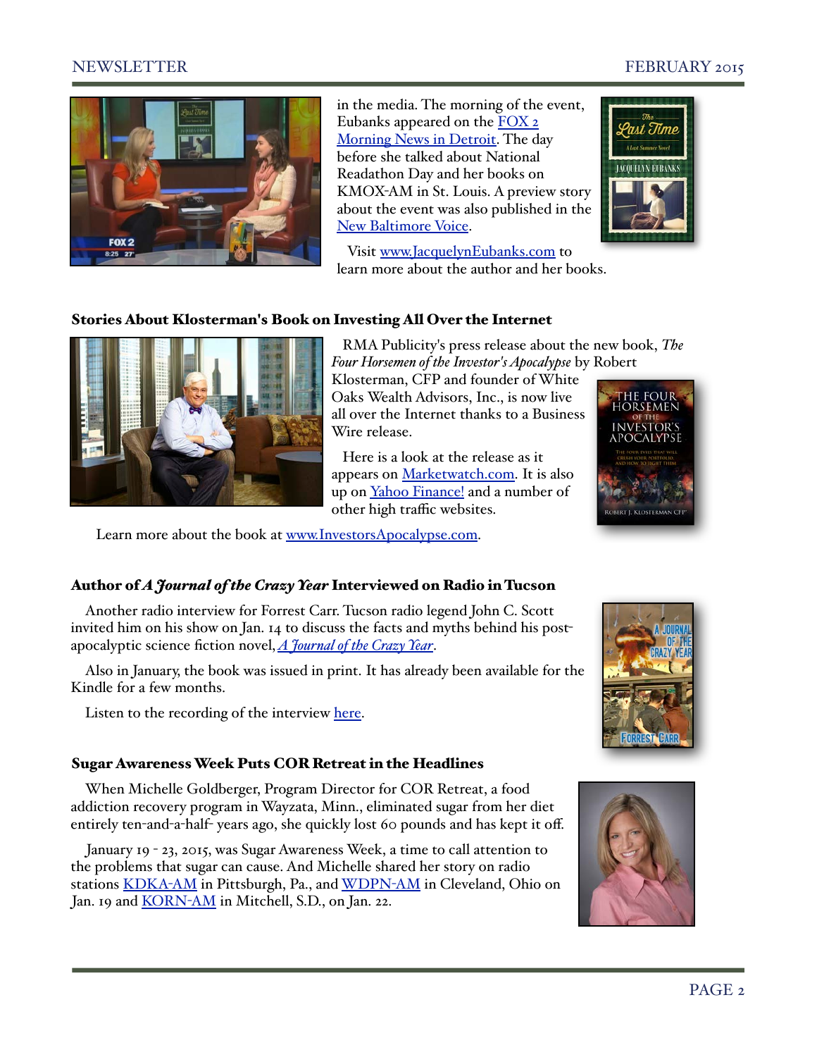in the media. The morning of the event, Eubanks appeared on the [FOX 2 Morning News in Detroit](). The day before she talked about National Readathon Day and her books on KMOX-AM in St. Louis. A preview story about the event was also published in the [New Baltimore Voice]().

Visit [www.JacquelynEubanks.com]() to learn more about the author and her books.

### Stories About Klosterman's Book on Investing All Over the Internet

RMA Publicity's press release about the new book, *The Four Horsemen of the Investor's Apocalypse* by Robert Klosterman, CFP and founder of White Oaks Wealth Advisors, Inc., is now live all over the Internet thanks to a Business Wire release.

Here is a look at the release as it appears on [Marketwatch.com](). It is also up on [Yahoo Finance!]() and a number of other high traffic websites.

Learn more about the book at [www.InvestorsApocalypse.com]().

### Author of *A Journal of the Crazy Year* Interviewed on Radio in Tucson

Another radio interview for Forrest Carr. Tucson radio legend John C. Scott invited him on his show on Jan. 14 to discuss the facts and myths behind his post-apocalyptic science fiction novel, [*A Journal of the Crazy Year*]().

Also in January, the book was issued in print. It has already been available for the Kindle for a few months.

Listen to the recording of the interview [here]().

### Sugar Awareness Week Puts COR Retreat in the Headlines

When Michelle Goldberger, Program Director for COR Retreat, a food addiction recovery program in Wayzata, Minn., eliminated sugar from her diet entirely ten-and-a-half- years ago, she quickly lost 60 pounds and has kept it off.

January 19 - 23, 2015, was Sugar Awareness Week, a time to call attention to the problems that sugar can cause. And Michelle shared her story on radio stations [KDKA-AM]() in Pittsburgh, Pa., and [WDPN-AM]() in Cleveland, Ohio on Jan. 19 and [KORN-AM]() in Mitchell, S.D., on Jan. 22.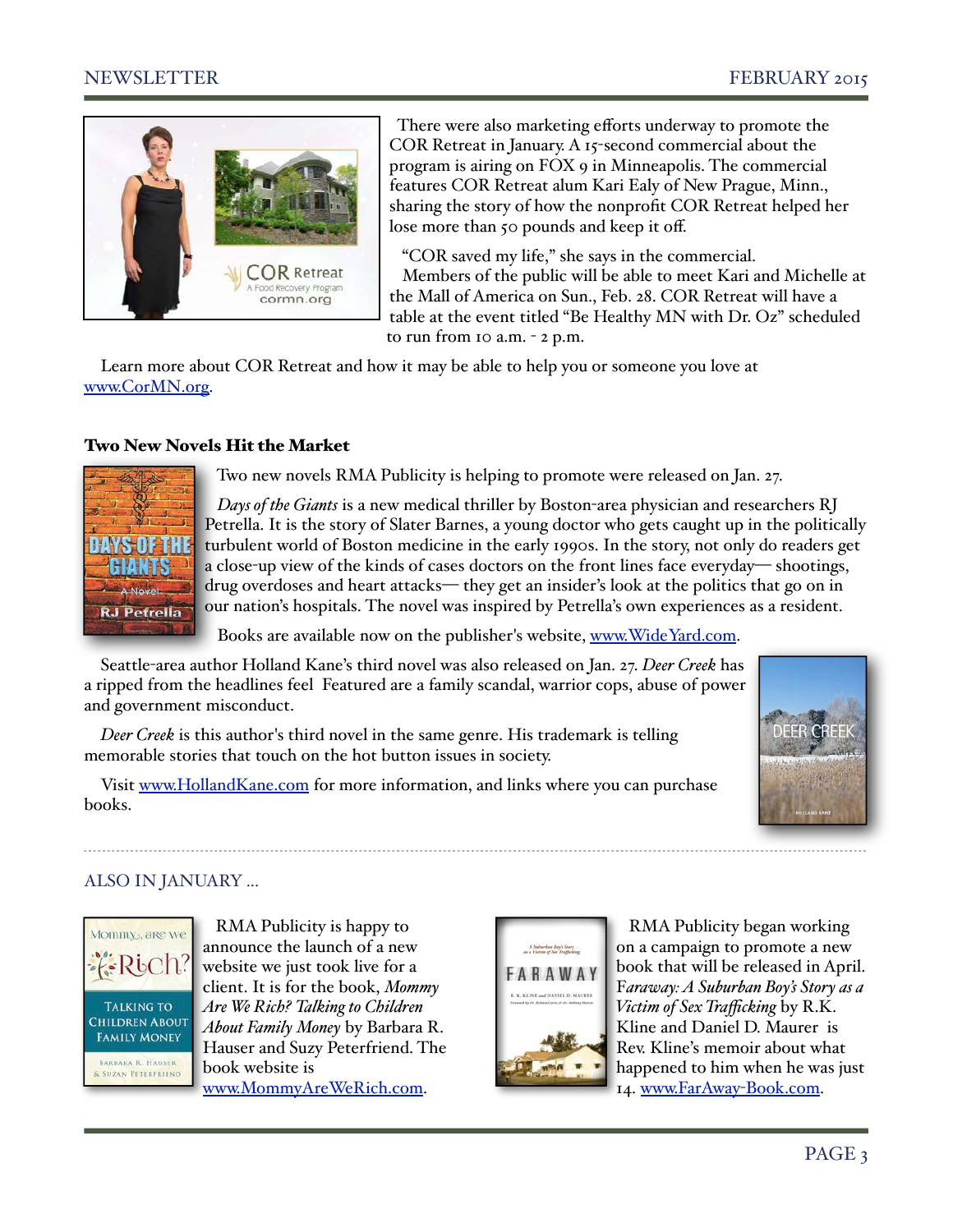There were also marketing efforts underway to promote the COR Retreat in January. A 15-second commercial about the program is airing on FOX 9 in Minneapolis. The commercial features COR Retreat alum Kari Ealy of New Prague, Minn., sharing the story of how the nonprofit COR Retreat helped her lose more than 50 pounds and keep it off.

"COR saved my life," she says in the commercial.

Members of the public will be able to meet Kari and Michelle at the Mall of America on Sun., Feb. 28. COR Retreat will have a table at the event titled "Be Healthy MN with Dr. Oz" scheduled to run from 10 a.m. - 2 p.m.

Learn more about COR Retreat and how it may be able to help you or someone you love at [www.CorMN.org](www.CorMN.org).

## Two New Novels Hit the Market

Two new novels RMA Publicity is helping to promote were released on Jan. 27.

*Days of the Giants* is a new medical thriller by Boston-area physician and researchers RJ Petrella. It is the story of Slater Barnes, a young doctor who gets caught up in the politically turbulent world of Boston medicine in the early 1990s. In the story, not only do readers get a close-up view of the kinds of cases doctors on the front lines face everyday— shootings, drug overdoses and heart attacks— they get an insider's look at the politics that go on in our nation's hospitals. The novel was inspired by Petrella's own experiences as a resident.

Books are available now on the publisher's website, [www.WideYard.com](www.WideYard.com).

Seattle-area author Holland Kane's third novel was also released on Jan. 27. *Deer Creek* has a ripped from the headlines feel Featured are a family scandal, warrior cops, abuse of power and government misconduct.

*Deer Creek* is this author's third novel in the same genre. His trademark is telling memorable stories that touch on the hot button issues in society.

Visit [www.HollandKane.com](www.HollandKane.com) for more information, and links where you can purchase books.

## ALSO IN JANUARY ...

RMA Publicity is happy to announce the launch of a new website we just took live for a client. It is for the book, *Mommy Are We Rich? Talking to Children About Family Money* by Barbara R. Hauser and Suzy Peterfriend. The book website is [www.MommyAreWeRich.com](www.MommyAreWeRich.com).

RMA Publicity began working on a campaign to promote a new book that will be released in April. *Faraway: A Suburban Boy's Story as a Victim of Sex Trafficking* by R.K. Kline and Daniel D. Maurer is Rev. Kline's memoir about what happened to him when he was just 14. [www.FarAway-Book.com](www.FarAway-Book.com).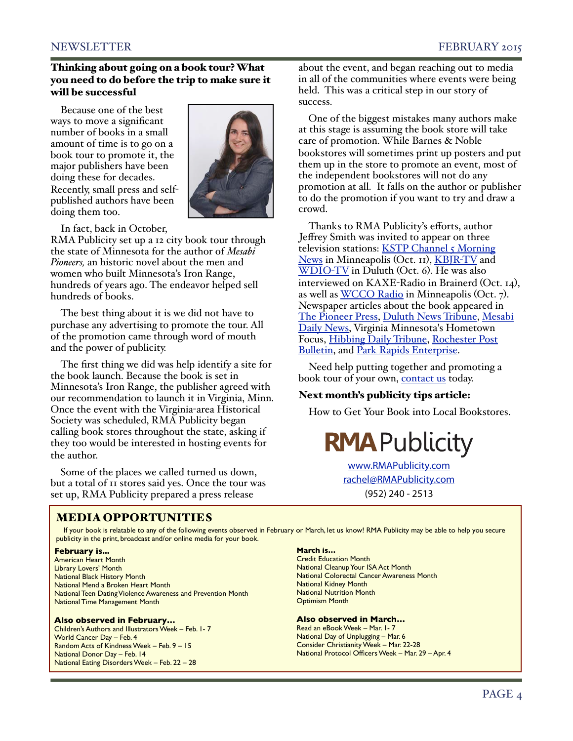## Thinking about going on a book tour? What you need to do before the trip to make sure it will be successful

Because one of the best ways to move a significant number of books in a small amount of time is to go on a book tour to promote it, the major publishers have been doing these for decades. Recently, small press and self-published authors have been doing them too.

In fact, back in October, RMA Publicity set up a 12 city book tour through the state of Minnesota for the author of *Mesabi Pioneers,* an historic novel about the men and women who built Minnesota's Iron Range, hundreds of years ago. The endeavor helped sell hundreds of books.

The best thing about it is we did not have to purchase any advertising to promote the tour. All of the promotion came through word of mouth and the power of publicity.

The first thing we did was help identify a site for the book launch. Because the book is set in Minnesota's Iron Range, the publisher agreed with our recommendation to launch it in Virginia, Minn. Once the event with the Virginia-area Historical Society was scheduled, RMA Publicity began calling book stores throughout the state, asking if they too would be interested in hosting events for the author.

Some of the places we called turned us down, but a total of 11 stores said yes. Once the tour was set up, RMA Publicity prepared a press release about the event, and began reaching out to media in all of the communities where events were being held. This was a critical step in our story of success.

One of the biggest mistakes many authors make at this stage is assuming the book store will take care of promotion. While Barnes & Noble bookstores will sometimes print up posters and put them up in the store to promote an event, most of the independent bookstores will not do any promotion at all. It falls on the author or publisher to do the promotion if you want to try and draw a crowd.

Thanks to RMA Publicity's efforts, author Jeffrey Smith was invited to appear on three television stations: KSTP Channel 5 Morning News in Minneapolis (Oct. 11), KBJR-TV and WDIO-TV in Duluth (Oct. 6). He was also interviewed on KAXE-Radio in Brainerd (Oct. 14), as well as WCCO Radio in Minneapolis (Oct. 7). Newspaper articles about the book appeared in The Pioneer Press, Duluth News Tribune, Mesabi Daily News, Virginia Minnesota's Hometown Focus, Hibbing Daily Tribune, Rochester Post Bulletin, and Park Rapids Enterprise.

Need help putting together and promoting a book tour of your own, contact us today.

### Next month's publicity tips article:

How to Get Your Book into Local Bookstores.

**RMA** Publicity

www.RMAPublicity.com
rachel@RMAPublicity.com
(952) 240 - 2513

## MEDIA OPPORTUNITIES

If your book is relatable to any of the following events observed in February or March, let us know! RMA Publicity may be able to help you secure publicity in the print, broadcast and/or online media for your book.

**February is...**
American Heart Month
Library Lovers' Month
National Black History Month
National Mend a Broken Heart Month
National Teen Dating Violence Awareness and Prevention Month
National Time Management Month

**Also observed in February...**
Children's Authors and Illustrators Week – Feb. 1 - 7
World Cancer Day – Feb. 4
Random Acts of Kindness Week – Feb. 9 – 15
National Donor Day – Feb. 14
National Eating Disorders Week – Feb. 22 – 28

**March is...**
Credit Education Month
National Cleanup Your ISA Act Month
National Colorectal Cancer Awareness Month
National Kidney Month
National Nutrition Month
Optimism Month

**Also observed in March...**
Read an eBook Week – Mar. 1 - 7
National Day of Unplugging – Mar. 6
Consider Christianity Week – Mar. 22-28
National Protocol Officers Week – Mar. 29 – Apr. 4